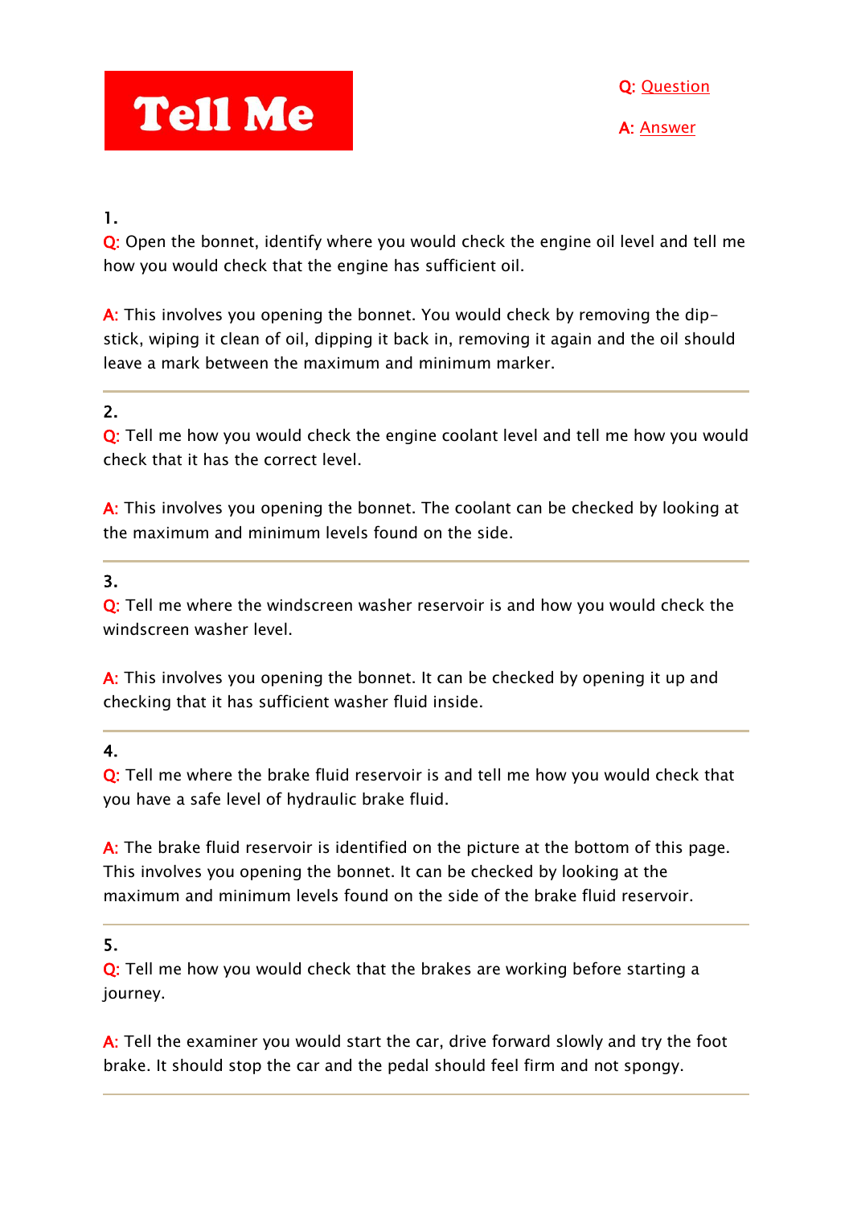# Tell Me

**Q:** Question

**A:** Answer

**1.**

**Q:** Open the bonnet, identify where you would check the engine oil level and tell me how you would check that the engine has sufficient oil.

**A:** This involves you opening the bonnet. You would check by removing the dip-stick, wiping it clean of oil, dipping it back in, removing it again and the oil should leave a mark between the maximum and minimum marker.

---

**2.**

**Q:** Tell me how you would check the engine coolant level and tell me how you would check that it has the correct level.

**A:** This involves you opening the bonnet. The coolant can be checked by looking at the maximum and minimum levels found on the side.

---

**3.**

**Q:** Tell me where the windscreen washer reservoir is and how you would check the windscreen washer level.

**A:** This involves you opening the bonnet. It can be checked by opening it up and checking that it has sufficient washer fluid inside.

---

**4.**

**Q:** Tell me where the brake fluid reservoir is and tell me how you would check that you have a safe level of hydraulic brake fluid.

**A:** The brake fluid reservoir is identified on the picture at the bottom of this page. This involves you opening the bonnet. It can be checked by looking at the maximum and minimum levels found on the side of the brake fluid reservoir.

---

**5.**

**Q:** Tell me how you would check that the brakes are working before starting a journey.

**A:** Tell the examiner you would start the car, drive forward slowly and try the foot brake. It should stop the car and the pedal should feel firm and not spongy.

---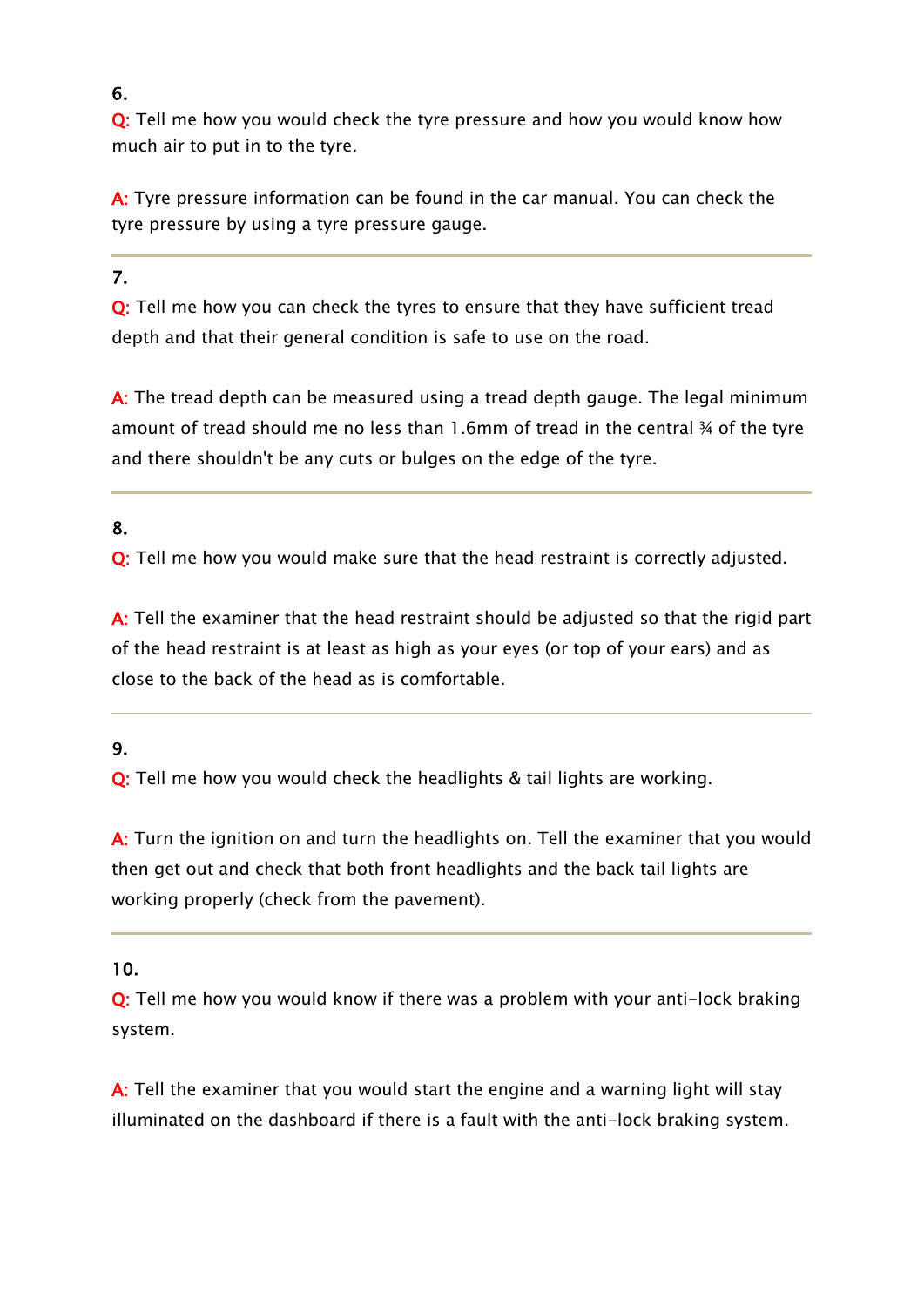6.

**Q:** Tell me how you would check the tyre pressure and how you would know how much air to put in to the tyre.

**A:** Tyre pressure information can be found in the car manual. You can check the tyre pressure by using a tyre pressure gauge.

---

7.

**Q:** Tell me how you can check the tyres to ensure that they have sufficient tread depth and that their general condition is safe to use on the road.

**A:** The tread depth can be measured using a tread depth gauge. The legal minimum amount of tread should me no less than 1.6mm of tread in the central ¾ of the tyre and there shouldn't be any cuts or bulges on the edge of the tyre.

---

8.

**Q:** Tell me how you would make sure that the head restraint is correctly adjusted.

**A:** Tell the examiner that the head restraint should be adjusted so that the rigid part of the head restraint is at least as high as your eyes (or top of your ears) and as close to the back of the head as is comfortable.

---

9.

**Q:** Tell me how you would check the headlights & tail lights are working.

**A:** Turn the ignition on and turn the headlights on. Tell the examiner that you would then get out and check that both front headlights and the back tail lights are working properly (check from the pavement).

---

10.

**Q:** Tell me how you would know if there was a problem with your anti-lock braking system.

**A:** Tell the examiner that you would start the engine and a warning light will stay illuminated on the dashboard if there is a fault with the anti-lock braking system.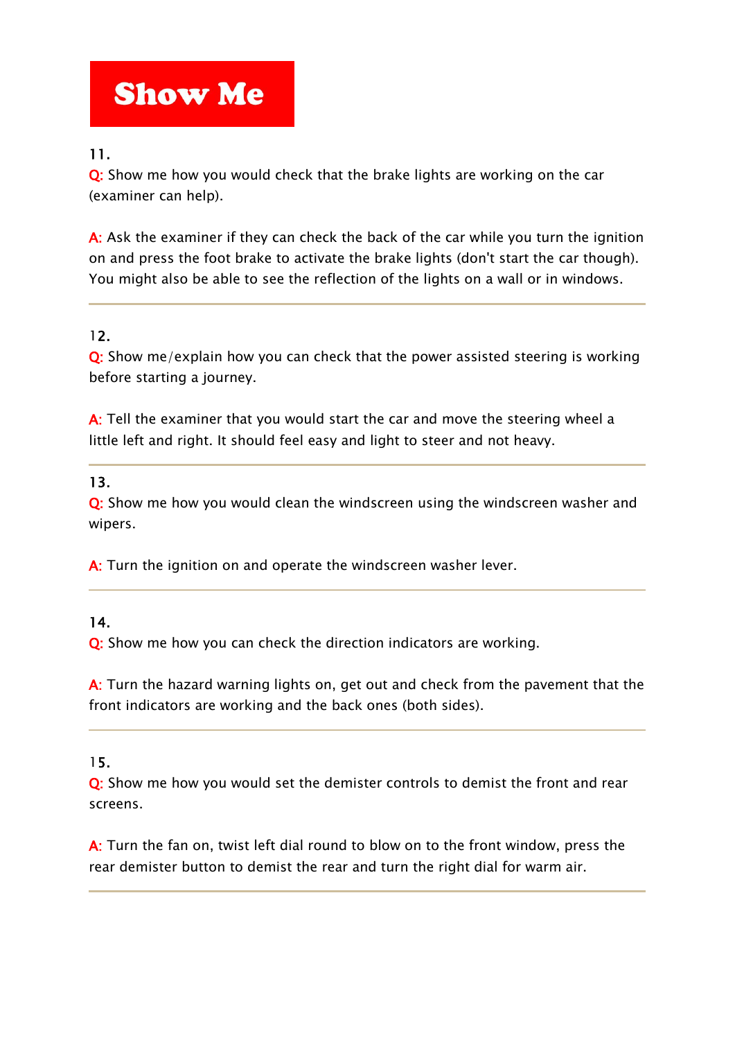# Show Me

11.

**Q:** Show me how you would check that the brake lights are working on the car (examiner can help).

**A:** Ask the examiner if they can check the back of the car while you turn the ignition on and press the foot brake to activate the brake lights (don't start the car though). You might also be able to see the reflection of the lights on a wall or in windows.

---

12.

**Q:** Show me/explain how you can check that the power assisted steering is working before starting a journey.

**A:** Tell the examiner that you would start the car and move the steering wheel a little left and right. It should feel easy and light to steer and not heavy.

---

13.

**Q:** Show me how you would clean the windscreen using the windscreen washer and wipers.

**A:** Turn the ignition on and operate the windscreen washer lever.

---

14.

**Q:** Show me how you can check the direction indicators are working.

**A:** Turn the hazard warning lights on, get out and check from the pavement that the front indicators are working and the back ones (both sides).

---

15.

**Q:** Show me how you would set the demister controls to demist the front and rear screens.

**A:** Turn the fan on, twist left dial round to blow on to the front window, press the rear demister button to demist the rear and turn the right dial for warm air.

---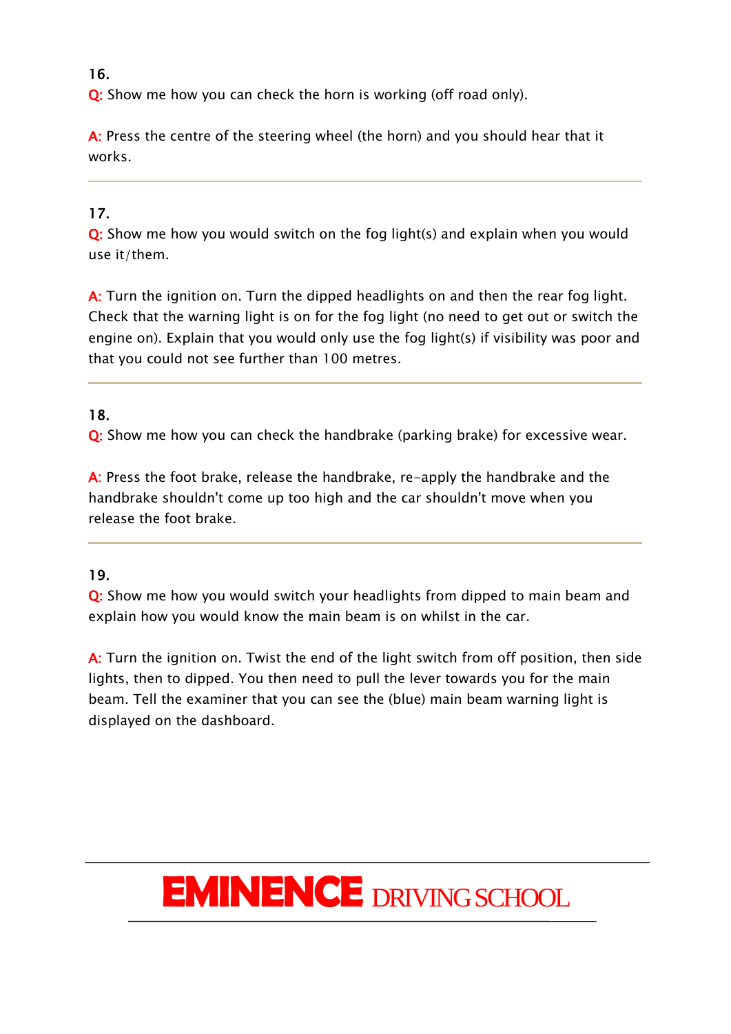16.

**Q:** Show me how you can check the horn is working (off road only).

**A:** Press the centre of the steering wheel (the horn) and you should hear that it works.

---

17.

**Q:** Show me how you would switch on the fog light(s) and explain when you would use it/them.

**A:** Turn the ignition on. Turn the dipped headlights on and then the rear fog light. Check that the warning light is on for the fog light (no need to get out or switch the engine on). Explain that you would only use the fog light(s) if visibility was poor and that you could not see further than 100 metres.

---

18.

**Q:** Show me how you can check the handbrake (parking brake) for excessive wear.

**A:** Press the foot brake, release the handbrake, re-apply the handbrake and the handbrake shouldn't come up too high and the car shouldn't move when you release the foot brake.

---

19.

**Q:** Show me how you would switch your headlights from dipped to main beam and explain how you would know the main beam is on whilst in the car.

**A:** Turn the ignition on. Twist the end of the light switch from off position, then side lights, then to dipped. You then need to pull the lever towards you for the main beam. Tell the examiner that you can see the (blue) main beam warning light is displayed on the dashboard.